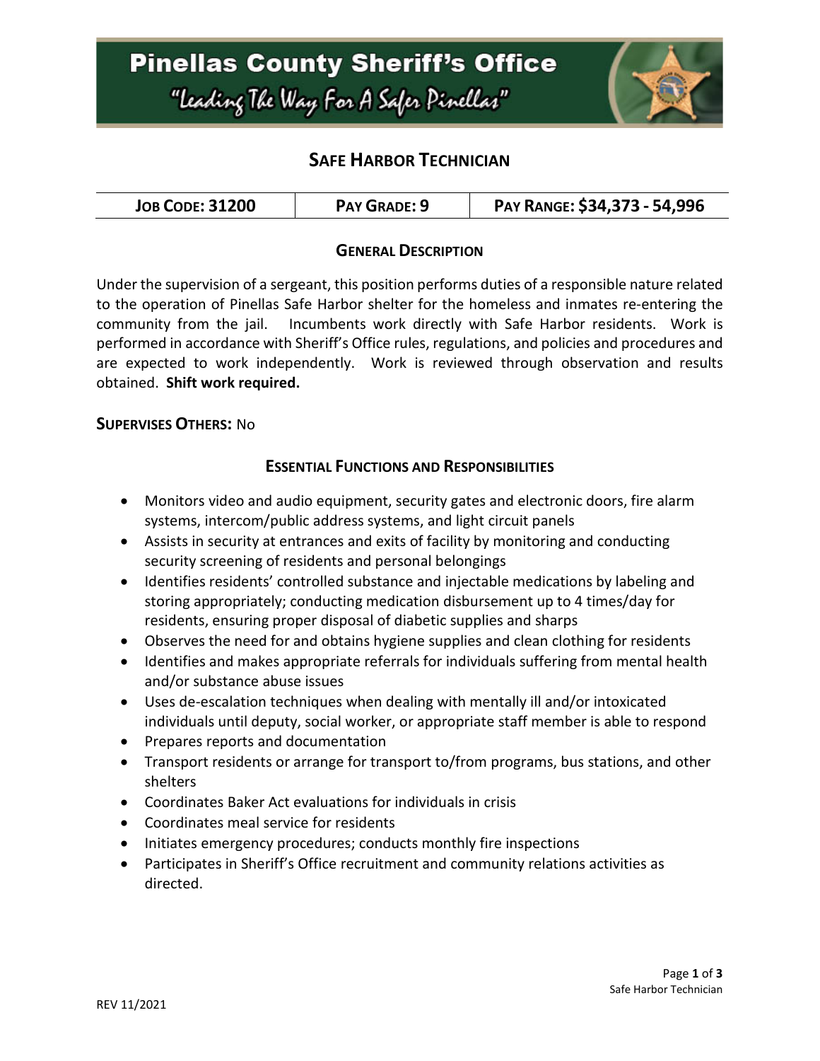# Pinellas County Sheriff's Office

"Leading The Way For A Safer Pinellas"

## Safe Harbor Technician

| Job Code: 31200 | Pay Grade: 9 | Pay Range: $34,373 - 54,996 |
|---|---|---|

### General Description

Under the supervision of a sergeant, this position performs duties of a responsible nature related to the operation of Pinellas Safe Harbor shelter for the homeless and inmates re-entering the community from the jail. Incumbents work directly with Safe Harbor residents. Work is performed in accordance with Sheriff's Office rules, regulations, and policies and procedures and are expected to work independently. Work is reviewed through observation and results obtained. **Shift work required.**

**Supervises Others:** No

### Essential Functions and Responsibilities

- Monitors video and audio equipment, security gates and electronic doors, fire alarm systems, intercom/public address systems, and light circuit panels
- Assists in security at entrances and exits of facility by monitoring and conducting security screening of residents and personal belongings
- Identifies residents' controlled substance and injectable medications by labeling and storing appropriately; conducting medication disbursement up to 4 times/day for residents, ensuring proper disposal of diabetic supplies and sharps
- Observes the need for and obtains hygiene supplies and clean clothing for residents
- Identifies and makes appropriate referrals for individuals suffering from mental health and/or substance abuse issues
- Uses de-escalation techniques when dealing with mentally ill and/or intoxicated individuals until deputy, social worker, or appropriate staff member is able to respond
- Prepares reports and documentation
- Transport residents or arrange for transport to/from programs, bus stations, and other shelters
- Coordinates Baker Act evaluations for individuals in crisis
- Coordinates meal service for residents
- Initiates emergency procedures; conducts monthly fire inspections
- Participates in Sheriff's Office recruitment and community relations activities as directed.

REV 11/2021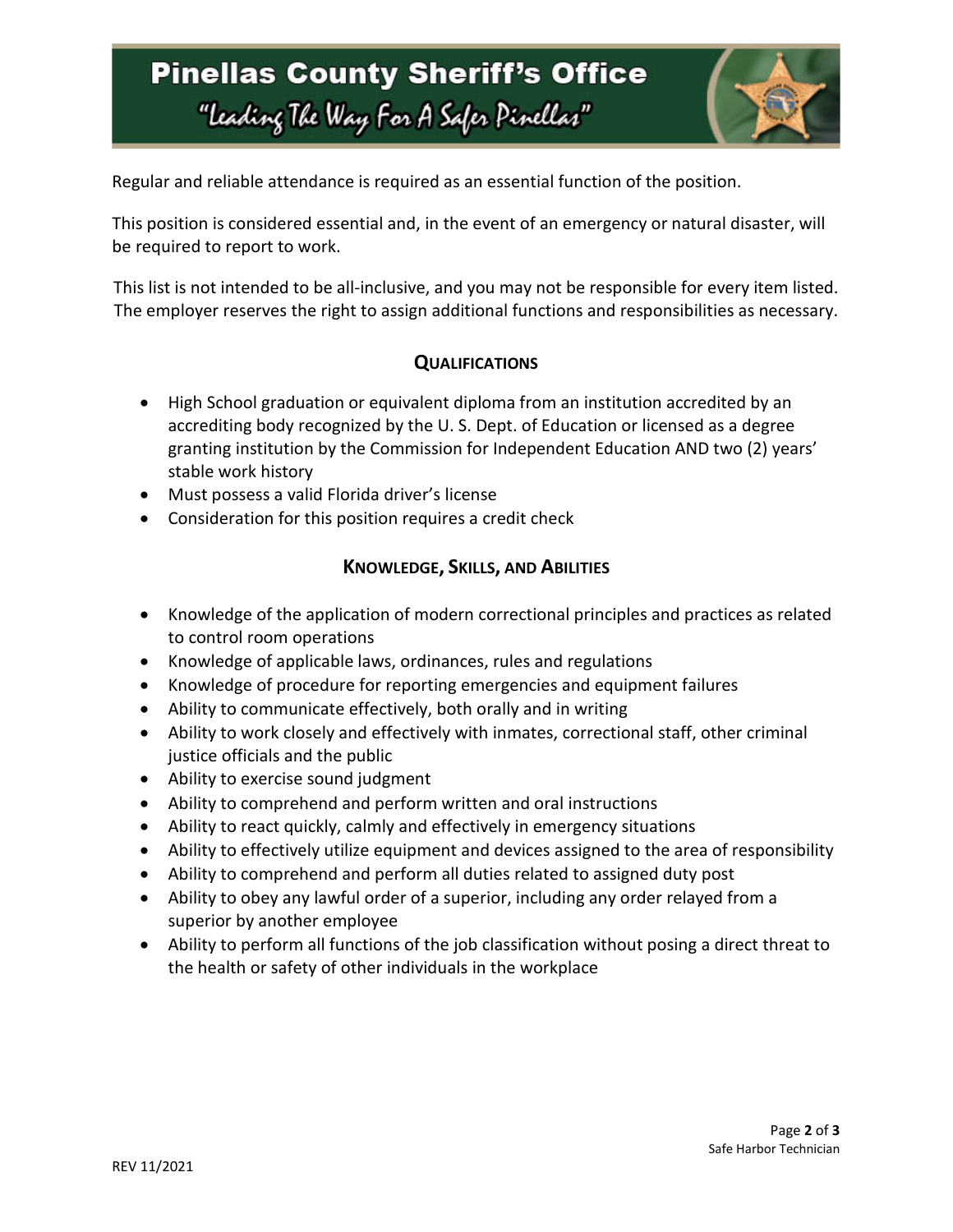Regular and reliable attendance is required as an essential function of the position.

This position is considered essential and, in the event of an emergency or natural disaster, will be required to report to work.

This list is not intended to be all-inclusive, and you may not be responsible for every item listed. The employer reserves the right to assign additional functions and responsibilities as necessary.

## QUALIFICATIONS

- High School graduation or equivalent diploma from an institution accredited by an accrediting body recognized by the U. S. Dept. of Education or licensed as a degree granting institution by the Commission for Independent Education AND two (2) years' stable work history
- Must possess a valid Florida driver's license
- Consideration for this position requires a credit check

## KNOWLEDGE, SKILLS, AND ABILITIES

- Knowledge of the application of modern correctional principles and practices as related to control room operations
- Knowledge of applicable laws, ordinances, rules and regulations
- Knowledge of procedure for reporting emergencies and equipment failures
- Ability to communicate effectively, both orally and in writing
- Ability to work closely and effectively with inmates, correctional staff, other criminal justice officials and the public
- Ability to exercise sound judgment
- Ability to comprehend and perform written and oral instructions
- Ability to react quickly, calmly and effectively in emergency situations
- Ability to effectively utilize equipment and devices assigned to the area of responsibility
- Ability to comprehend and perform all duties related to assigned duty post
- Ability to obey any lawful order of a superior, including any order relayed from a superior by another employee
- Ability to perform all functions of the job classification without posing a direct threat to the health or safety of other individuals in the workplace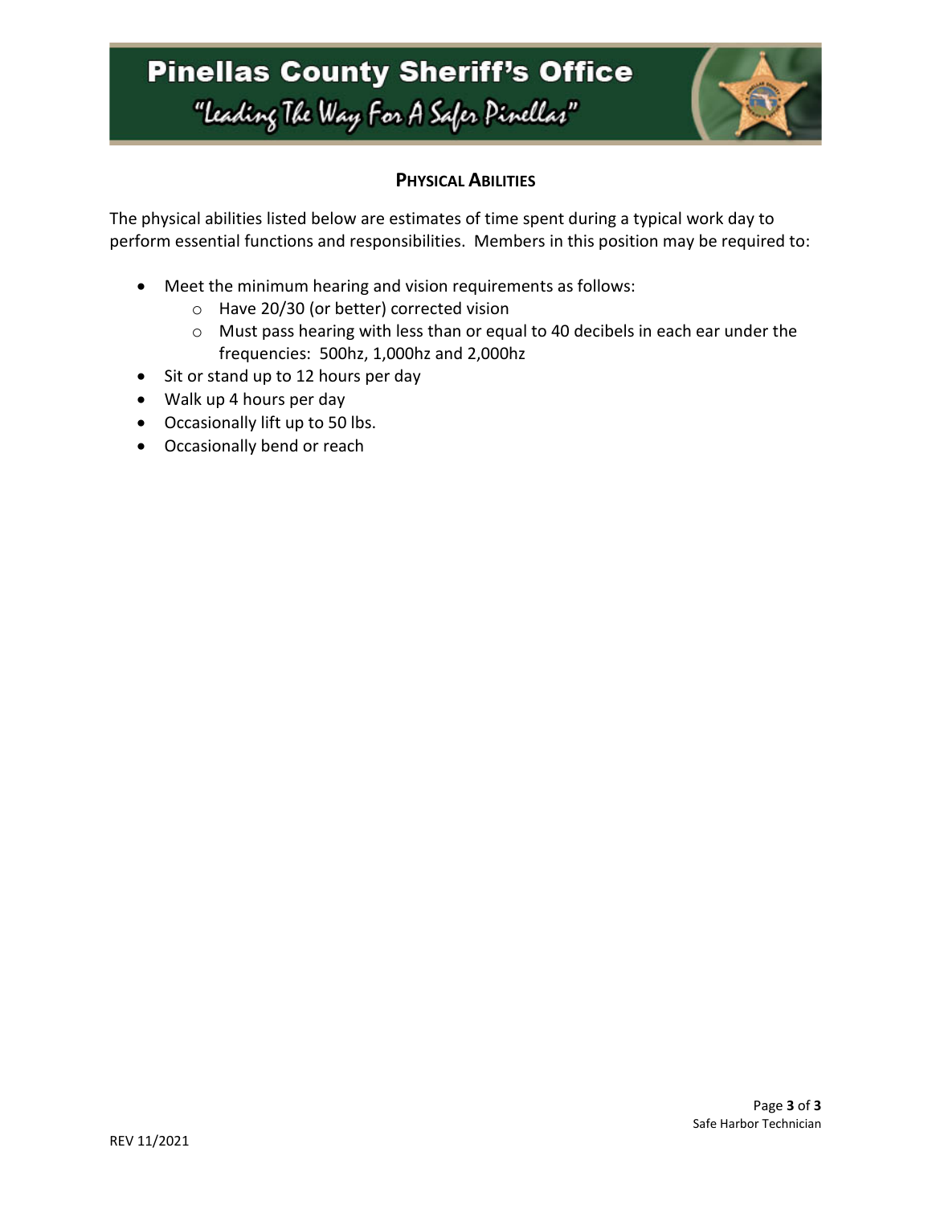## Physical Abilities

The physical abilities listed below are estimates of time spent during a typical work day to perform essential functions and responsibilities. Members in this position may be required to:

- Meet the minimum hearing and vision requirements as follows:
  - Have 20/30 (or better) corrected vision
  - Must pass hearing with less than or equal to 40 decibels in each ear under the frequencies: 500hz, 1,000hz and 2,000hz
- Sit or stand up to 12 hours per day
- Walk up 4 hours per day
- Occasionally lift up to 50 lbs.
- Occasionally bend or reach